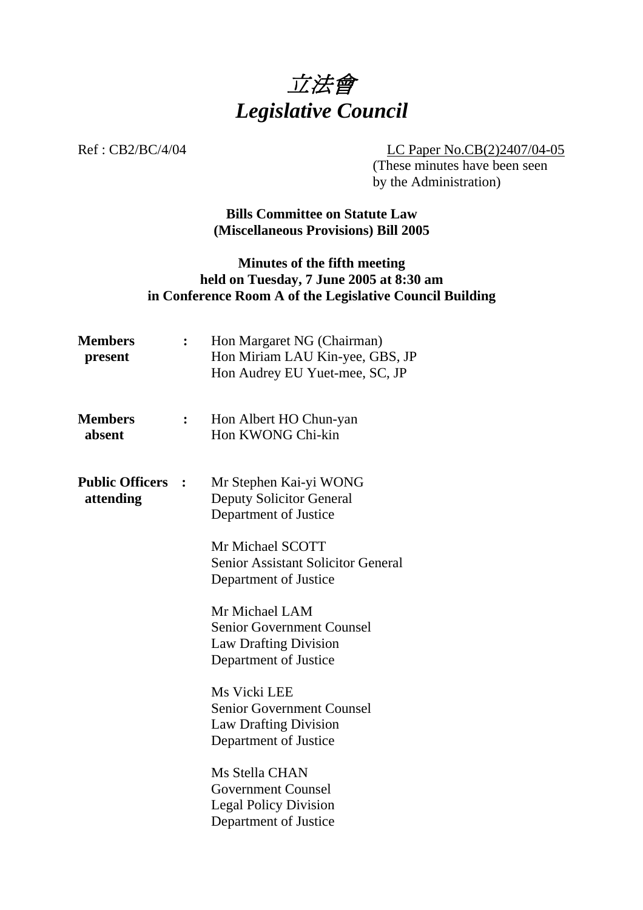# *立法會*
# *Legislative Council*

Ref : CB2/BC/4/04 LC Paper No.CB(2)2407/04-05

(These minutes have been seen by the Administration)

**Bills Committee on Statute Law (Miscellaneous Provisions) Bill 2005**

**Minutes of the fifth meeting held on Tuesday, 7 June 2005 at 8:30 am in Conference Room A of the Legislative Council Building**

**Members present** : Hon Margaret NG (Chairman)
Hon Miriam LAU Kin-yee, GBS, JP
Hon Audrey EU Yuet-mee, SC, JP

**Members absent** : Hon Albert HO Chun-yan
Hon KWONG Chi-kin

**Public Officers attending** : Mr Stephen Kai-yi WONG
Deputy Solicitor General
Department of Justice

Mr Michael SCOTT
Senior Assistant Solicitor General
Department of Justice

Mr Michael LAM
Senior Government Counsel
Law Drafting Division
Department of Justice

Ms Vicki LEE
Senior Government Counsel
Law Drafting Division
Department of Justice

Ms Stella CHAN
Government Counsel
Legal Policy Division
Department of Justice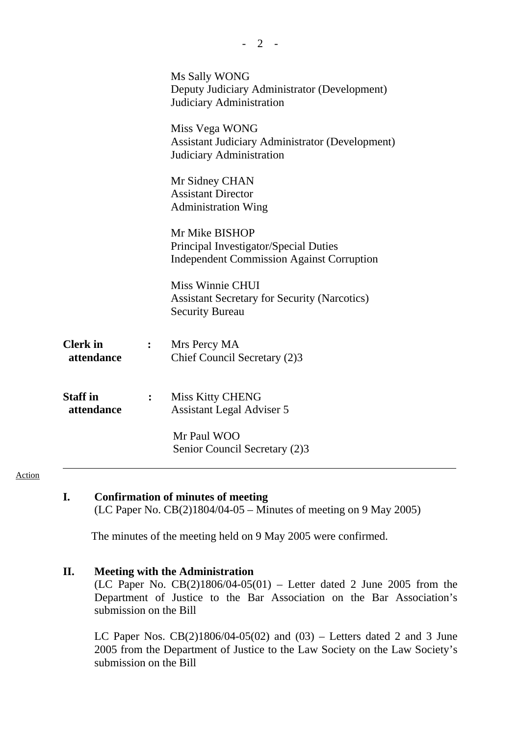Ms Sally WONG
Deputy Judiciary Administrator (Development)
Judiciary Administration

Miss Vega WONG
Assistant Judiciary Administrator (Development)
Judiciary Administration

Mr Sidney CHAN
Assistant Director
Administration Wing

Mr Mike BISHOP
Principal Investigator/Special Duties
Independent Commission Against Corruption

Miss Winnie CHUI
Assistant Secretary for Security (Narcotics)
Security Bureau

**Clerk in attendance** : Mrs Percy MA
Chief Council Secretary (2)3

**Staff in attendance** : Miss Kitty CHENG
Assistant Legal Adviser 5

Mr Paul WOO
Senior Council Secretary (2)3

---

Action

**I. Confirmation of minutes of meeting**
(LC Paper No. CB(2)1804/04-05 – Minutes of meeting on 9 May 2005)

The minutes of the meeting held on 9 May 2005 were confirmed.

**II. Meeting with the Administration**
(LC Paper No. CB(2)1806/04-05(01) – Letter dated 2 June 2005 from the Department of Justice to the Bar Association on the Bar Association's submission on the Bill

LC Paper Nos. CB(2)1806/04-05(02) and (03) – Letters dated 2 and 3 June 2005 from the Department of Justice to the Law Society on the Law Society's submission on the Bill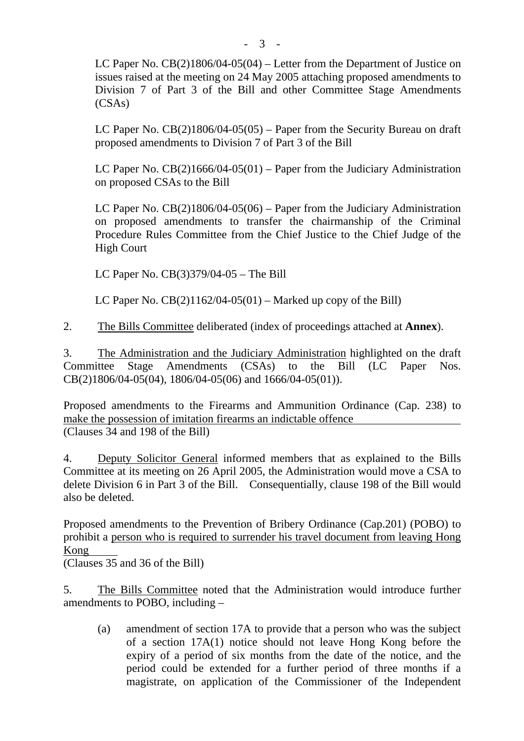LC Paper No. CB(2)1806/04-05(04) – Letter from the Department of Justice on issues raised at the meeting on 24 May 2005 attaching proposed amendments to Division 7 of Part 3 of the Bill and other Committee Stage Amendments (CSAs)

LC Paper No. CB(2)1806/04-05(05) – Paper from the Security Bureau on draft proposed amendments to Division 7 of Part 3 of the Bill

LC Paper No. CB(2)1666/04-05(01) – Paper from the Judiciary Administration on proposed CSAs to the Bill

LC Paper No. CB(2)1806/04-05(06) – Paper from the Judiciary Administration on proposed amendments to transfer the chairmanship of the Criminal Procedure Rules Committee from the Chief Justice to the Chief Judge of the High Court

LC Paper No. CB(3)379/04-05 – The Bill

LC Paper No. CB(2)1162/04-05(01) – Marked up copy of the Bill)

2. The Bills Committee deliberated (index of proceedings attached at **Annex**).

3. The Administration and the Judiciary Administration highlighted on the draft Committee Stage Amendments (CSAs) to the Bill (LC Paper Nos. CB(2)1806/04-05(04), 1806/04-05(06) and 1666/04-05(01)).

Proposed amendments to the Firearms and Ammunition Ordinance (Cap. 238) to make the possession of imitation firearms an indictable offence
(Clauses 34 and 198 of the Bill)

4. Deputy Solicitor General informed members that as explained to the Bills Committee at its meeting on 26 April 2005, the Administration would move a CSA to delete Division 6 in Part 3 of the Bill. Consequentially, clause 198 of the Bill would also be deleted.

Proposed amendments to the Prevention of Bribery Ordinance (Cap.201) (POBO) to prohibit a person who is required to surrender his travel document from leaving Hong Kong
(Clauses 35 and 36 of the Bill)

5. The Bills Committee noted that the Administration would introduce further amendments to POBO, including –

(a) amendment of section 17A to provide that a person who was the subject of a section 17A(1) notice should not leave Hong Kong before the expiry of a period of six months from the date of the notice, and the period could be extended for a further period of three months if a magistrate, on application of the Commissioner of the Independent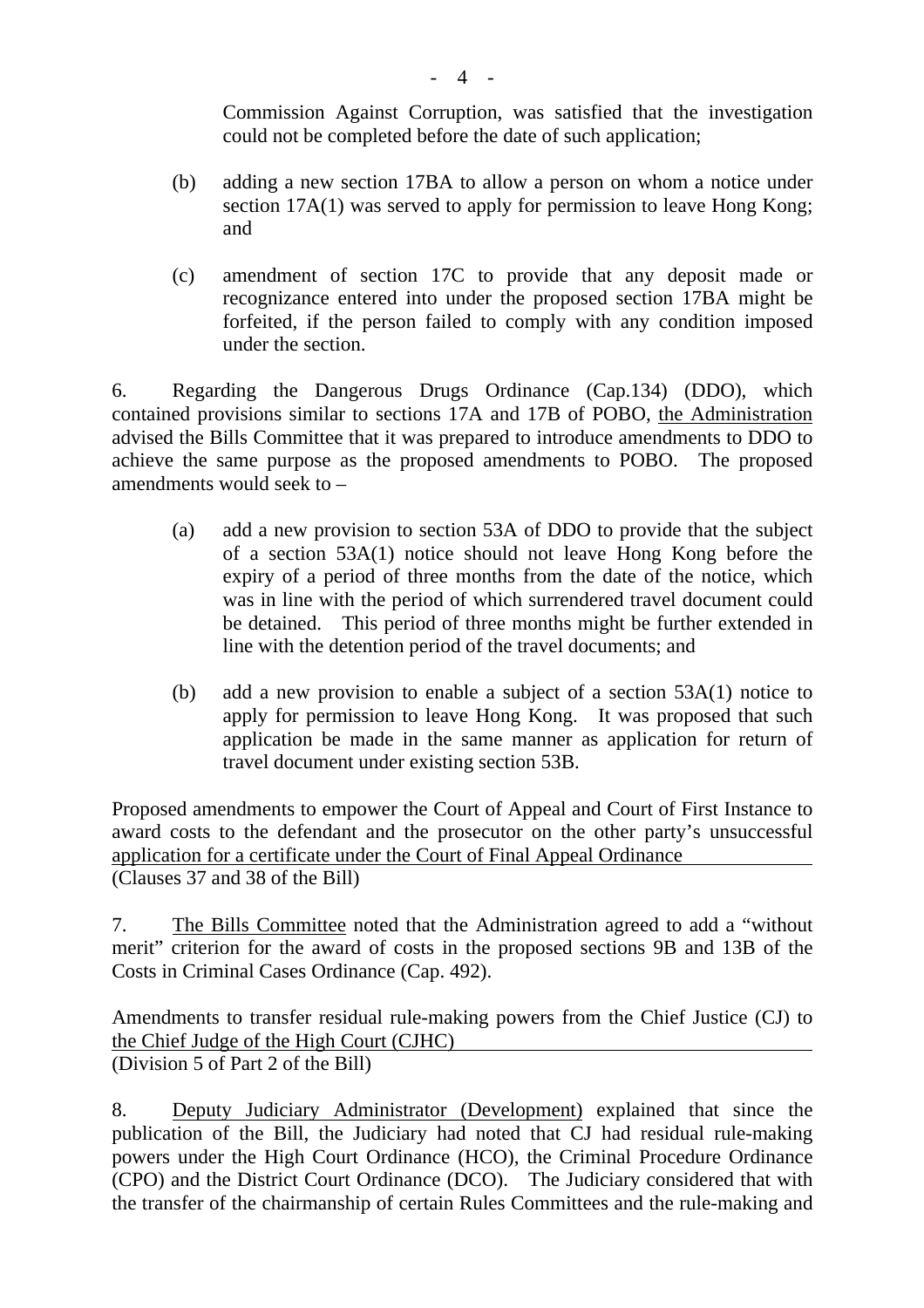Commission Against Corruption, was satisfied that the investigation could not be completed before the date of such application;

(b) adding a new section 17BA to allow a person on whom a notice under section 17A(1) was served to apply for permission to leave Hong Kong; and

(c) amendment of section 17C to provide that any deposit made or recognizance entered into under the proposed section 17BA might be forfeited, if the person failed to comply with any condition imposed under the section.

6. Regarding the Dangerous Drugs Ordinance (Cap.134) (DDO), which contained provisions similar to sections 17A and 17B of POBO, <u>the Administration</u> advised the Bills Committee that it was prepared to introduce amendments to DDO to achieve the same purpose as the proposed amendments to POBO. The proposed amendments would seek to –

(a) add a new provision to section 53A of DDO to provide that the subject of a section 53A(1) notice should not leave Hong Kong before the expiry of a period of three months from the date of the notice, which was in line with the period of which surrendered travel document could be detained. This period of three months might be further extended in line with the detention period of the travel documents; and

(b) add a new provision to enable a subject of a section 53A(1) notice to apply for permission to leave Hong Kong. It was proposed that such application be made in the same manner as application for return of travel document under existing section 53B.

<u>Proposed amendments to empower the Court of Appeal and Court of First Instance to award costs to the defendant and the prosecutor on the other party's unsuccessful application for a certificate under the Court of Final Appeal Ordinance</u>
(Clauses 37 and 38 of the Bill)

7. <u>The Bills Committee</u> noted that the Administration agreed to add a "without merit" criterion for the award of costs in the proposed sections 9B and 13B of the Costs in Criminal Cases Ordinance (Cap. 492).

<u>Amendments to transfer residual rule-making powers from the Chief Justice (CJ) to the Chief Judge of the High Court (CJHC)</u>
(Division 5 of Part 2 of the Bill)

8. <u>Deputy Judiciary Administrator (Development)</u> explained that since the publication of the Bill, the Judiciary had noted that CJ had residual rule-making powers under the High Court Ordinance (HCO), the Criminal Procedure Ordinance (CPO) and the District Court Ordinance (DCO). The Judiciary considered that with the transfer of the chairmanship of certain Rules Committees and the rule-making and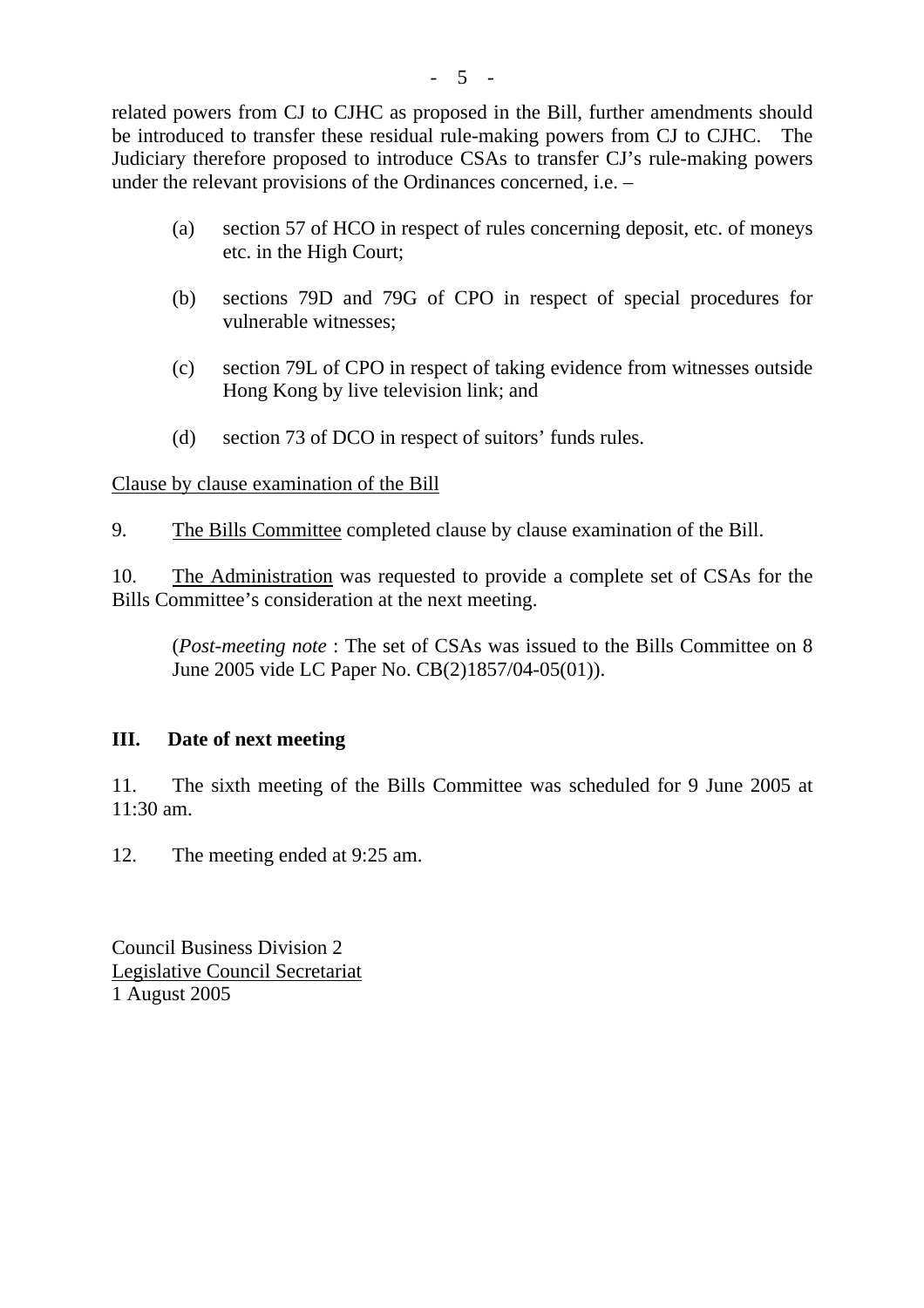related powers from CJ to CJHC as proposed in the Bill, further amendments should be introduced to transfer these residual rule-making powers from CJ to CJHC. The Judiciary therefore proposed to introduce CSAs to transfer CJ's rule-making powers under the relevant provisions of the Ordinances concerned, i.e. –

(a) section 57 of HCO in respect of rules concerning deposit, etc. of moneys etc. in the High Court;

(b) sections 79D and 79G of CPO in respect of special procedures for vulnerable witnesses;

(c) section 79L of CPO in respect of taking evidence from witnesses outside Hong Kong by live television link; and

(d) section 73 of DCO in respect of suitors' funds rules.

Clause by clause examination of the Bill

9. The Bills Committee completed clause by clause examination of the Bill.

10. The Administration was requested to provide a complete set of CSAs for the Bills Committee's consideration at the next meeting.

(*Post-meeting note* : The set of CSAs was issued to the Bills Committee on 8 June 2005 vide LC Paper No. CB(2)1857/04-05(01)).

## III. Date of next meeting

11. The sixth meeting of the Bills Committee was scheduled for 9 June 2005 at 11:30 am.

12. The meeting ended at 9:25 am.

Council Business Division 2
Legislative Council Secretariat
1 August 2005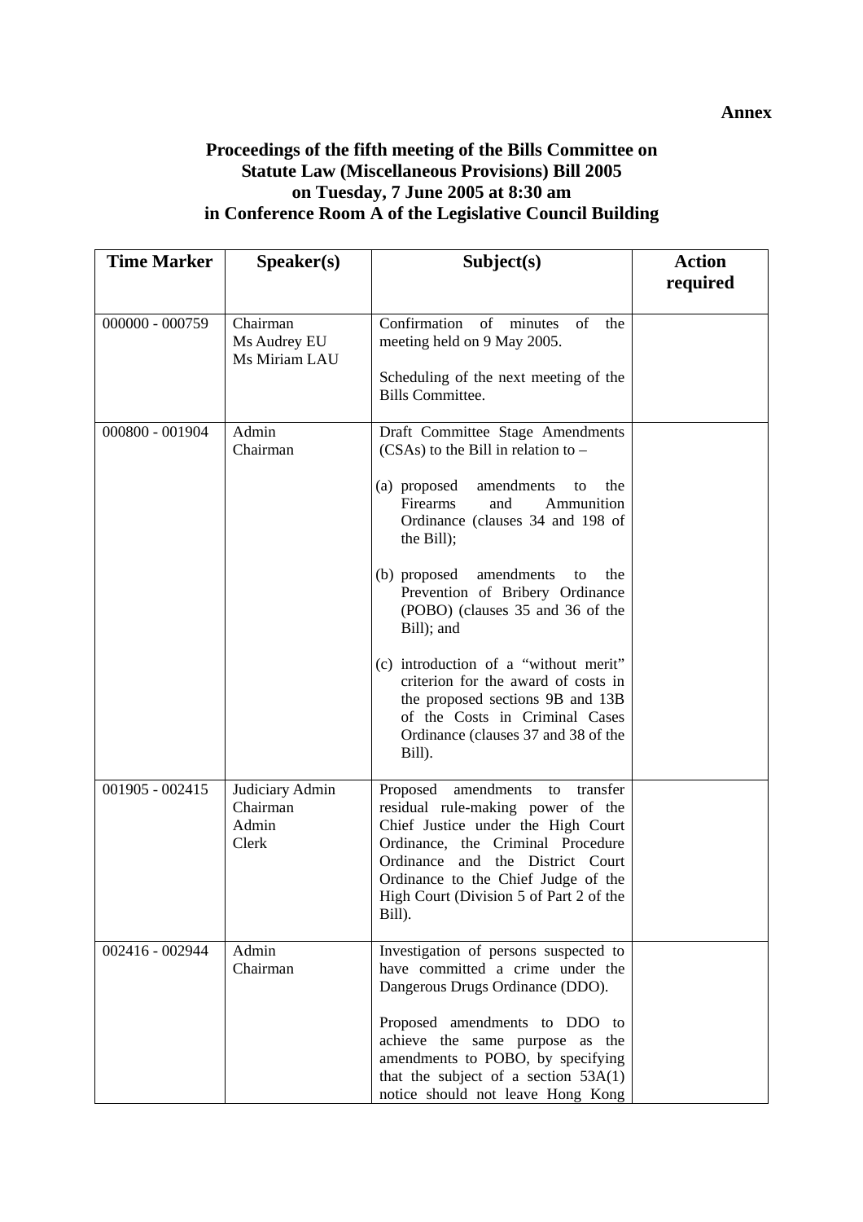**Annex**

**Proceedings of the fifth meeting of the Bills Committee on Statute Law (Miscellaneous Provisions) Bill 2005 on Tuesday, 7 June 2005 at 8:30 am in Conference Room A of the Legislative Council Building**

| Time Marker | Speaker(s) | Subject(s) | Action required |
|---|---|---|---|
| 000000 - 000759 | Chairman<br>Ms Audrey EU<br>Ms Miriam LAU | Confirmation of minutes of the meeting held on 9 May 2005.<br><br>Scheduling of the next meeting of the Bills Committee. | |
| 000800 - 001904 | Admin<br>Chairman | Draft Committee Stage Amendments (CSAs) to the Bill in relation to –<br><br>(a) proposed amendments to the Firearms and Ammunition Ordinance (clauses 34 and 198 of the Bill);<br><br>(b) proposed amendments to the Prevention of Bribery Ordinance (POBO) (clauses 35 and 36 of the Bill); and<br><br>(c) introduction of a "without merit" criterion for the award of costs in the proposed sections 9B and 13B of the Costs in Criminal Cases Ordinance (clauses 37 and 38 of the Bill). | |
| 001905 - 002415 | Judiciary Admin<br>Chairman<br>Admin<br>Clerk | Proposed amendments to transfer residual rule-making power of the Chief Justice under the High Court Ordinance, the Criminal Procedure Ordinance and the District Court Ordinance to the Chief Judge of the High Court (Division 5 of Part 2 of the Bill). | |
| 002416 - 002944 | Admin<br>Chairman | Investigation of persons suspected to have committed a crime under the Dangerous Drugs Ordinance (DDO).<br><br>Proposed amendments to DDO to achieve the same purpose as the amendments to POBO, by specifying that the subject of a section 53A(1) notice should not leave Hong Kong | |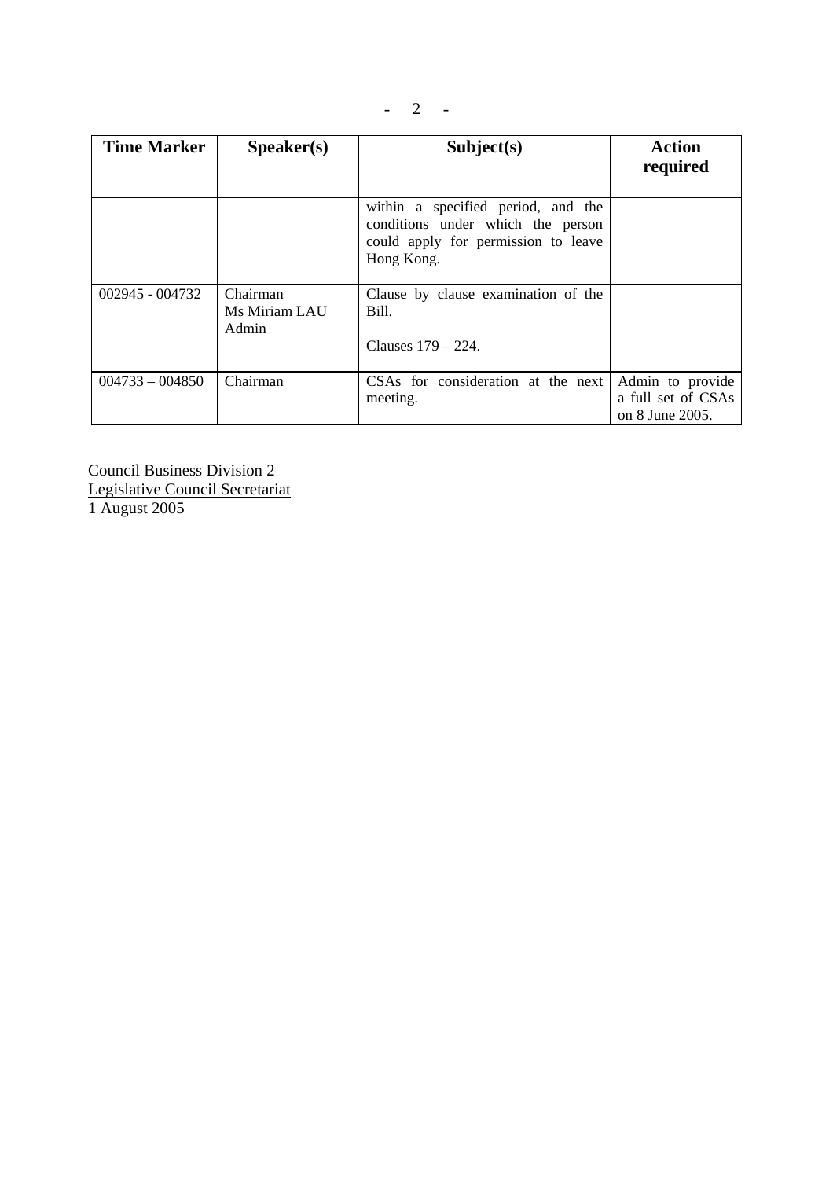| Time Marker | Speaker(s) | Subject(s) | Action required |
|---|---|---|---|
| | | within a specified period, and the conditions under which the person could apply for permission to leave Hong Kong. | |
| 002945 - 004732 | Chairman<br>Ms Miriam LAU<br>Admin | Clause by clause examination of the Bill.<br><br>Clauses 179 – 224. | |
| 004733 – 004850 | Chairman | CSAs for consideration at the next meeting. | Admin to provide a full set of CSAs on 8 June 2005. |

Council Business Division 2
Legislative Council Secretariat
1 August 2005